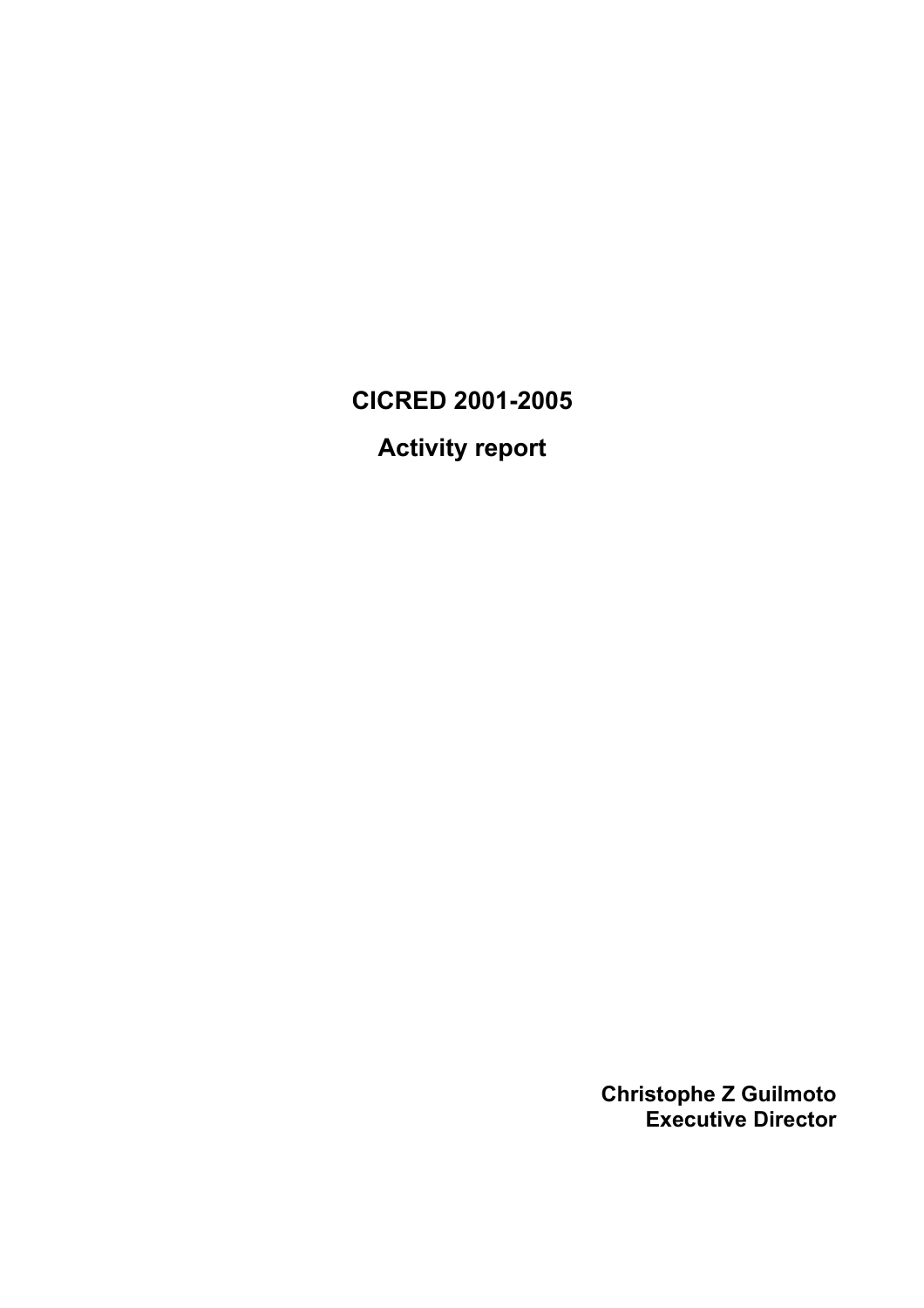# CICRED 2001-2005

## Activity report

**Christophe Z Guilmoto**
**Executive Director**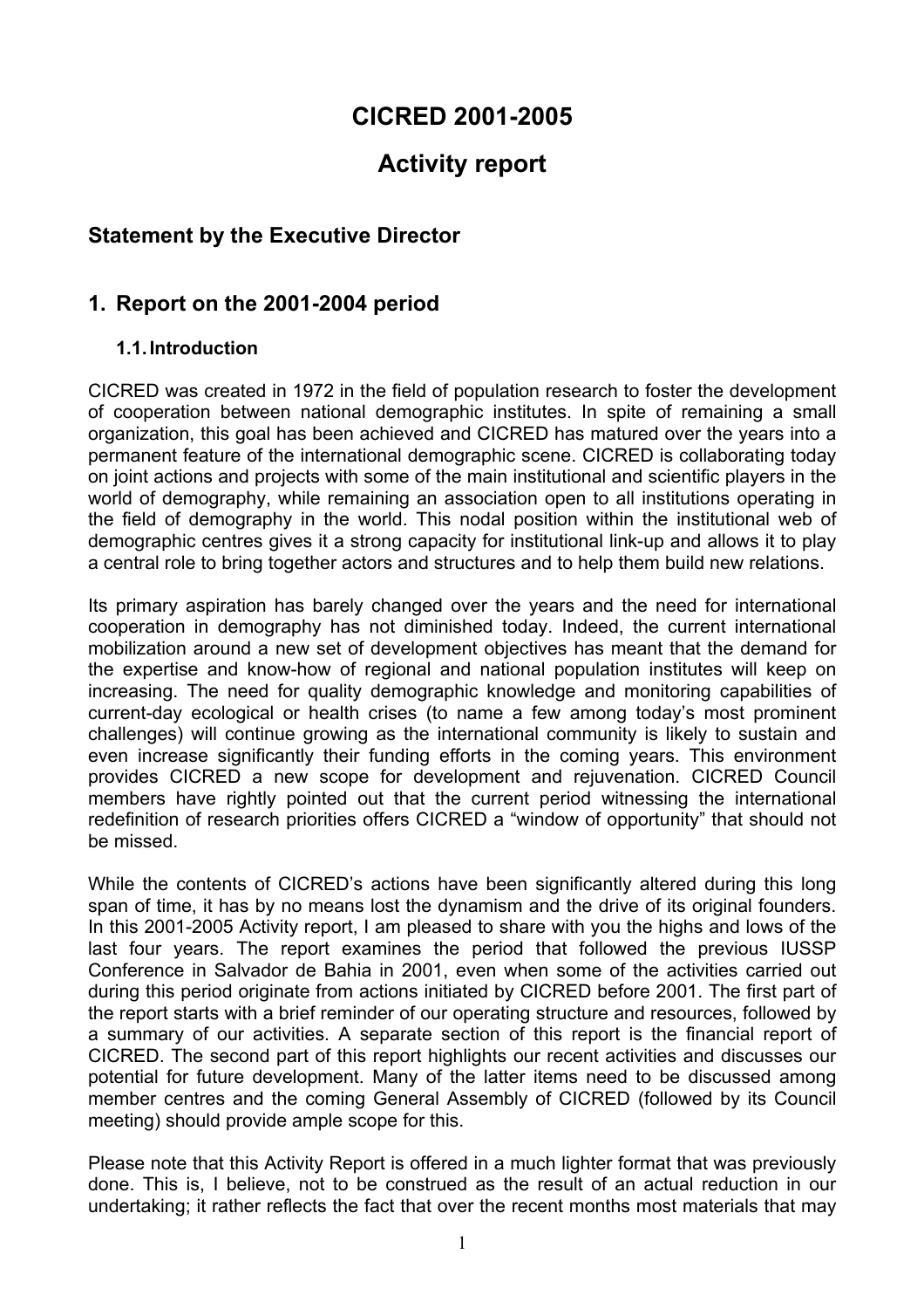# CICRED 2001-2005

# Activity report

## Statement by the Executive Director

## 1. Report on the 2001-2004 period

### 1.1. Introduction

CICRED was created in 1972 in the field of population research to foster the development of cooperation between national demographic institutes. In spite of remaining a small organization, this goal has been achieved and CICRED has matured over the years into a permanent feature of the international demographic scene. CICRED is collaborating today on joint actions and projects with some of the main institutional and scientific players in the world of demography, while remaining an association open to all institutions operating in the field of demography in the world. This nodal position within the institutional web of demographic centres gives it a strong capacity for institutional link-up and allows it to play a central role to bring together actors and structures and to help them build new relations.

Its primary aspiration has barely changed over the years and the need for international cooperation in demography has not diminished today. Indeed, the current international mobilization around a new set of development objectives has meant that the demand for the expertise and know-how of regional and national population institutes will keep on increasing. The need for quality demographic knowledge and monitoring capabilities of current-day ecological or health crises (to name a few among today's most prominent challenges) will continue growing as the international community is likely to sustain and even increase significantly their funding efforts in the coming years. This environment provides CICRED a new scope for development and rejuvenation. CICRED Council members have rightly pointed out that the current period witnessing the international redefinition of research priorities offers CICRED a "window of opportunity" that should not be missed.

While the contents of CICRED's actions have been significantly altered during this long span of time, it has by no means lost the dynamism and the drive of its original founders. In this 2001-2005 Activity report, I am pleased to share with you the highs and lows of the last four years. The report examines the period that followed the previous IUSSP Conference in Salvador de Bahia in 2001, even when some of the activities carried out during this period originate from actions initiated by CICRED before 2001. The first part of the report starts with a brief reminder of our operating structure and resources, followed by a summary of our activities. A separate section of this report is the financial report of CICRED. The second part of this report highlights our recent activities and discusses our potential for future development. Many of the latter items need to be discussed among member centres and the coming General Assembly of CICRED (followed by its Council meeting) should provide ample scope for this.

Please note that this Activity Report is offered in a much lighter format that was previously done. This is, I believe, not to be construed as the result of an actual reduction in our undertaking; it rather reflects the fact that over the recent months most materials that may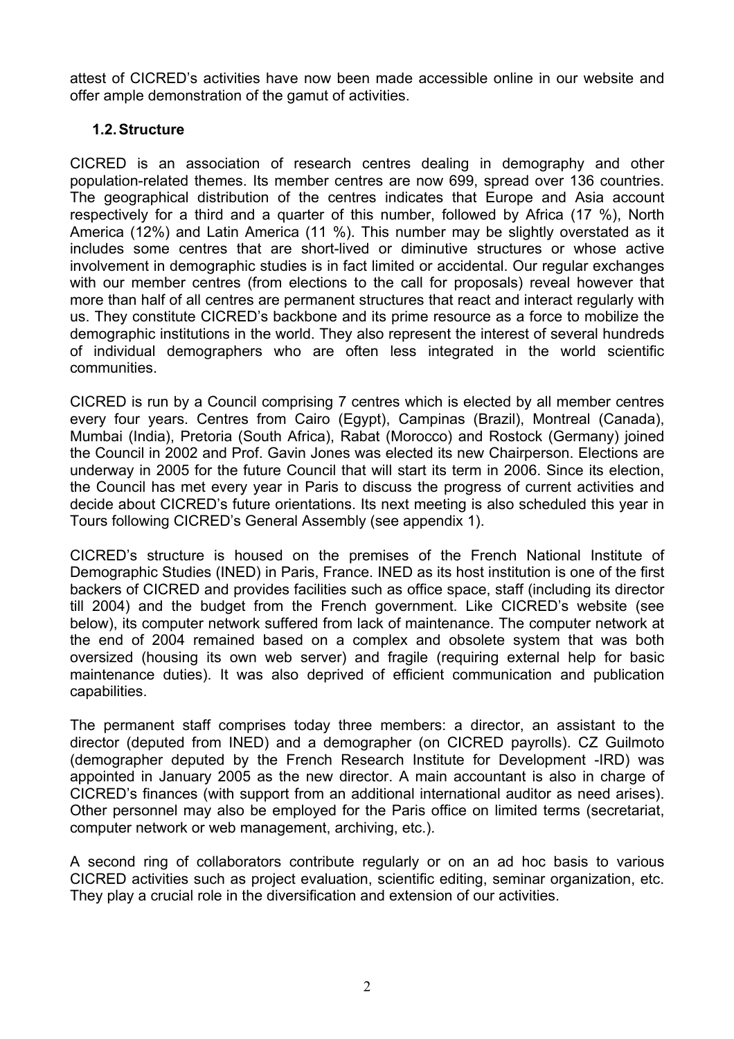attest of CICRED's activities have now been made accessible online in our website and offer ample demonstration of the gamut of activities.

### 1.2. Structure

CICRED is an association of research centres dealing in demography and other population-related themes. Its member centres are now 699, spread over 136 countries. The geographical distribution of the centres indicates that Europe and Asia account respectively for a third and a quarter of this number, followed by Africa (17 %), North America (12%) and Latin America (11 %). This number may be slightly overstated as it includes some centres that are short-lived or diminutive structures or whose active involvement in demographic studies is in fact limited or accidental. Our regular exchanges with our member centres (from elections to the call for proposals) reveal however that more than half of all centres are permanent structures that react and interact regularly with us. They constitute CICRED's backbone and its prime resource as a force to mobilize the demographic institutions in the world. They also represent the interest of several hundreds of individual demographers who are often less integrated in the world scientific communities.

CICRED is run by a Council comprising 7 centres which is elected by all member centres every four years. Centres from Cairo (Egypt), Campinas (Brazil), Montreal (Canada), Mumbai (India), Pretoria (South Africa), Rabat (Morocco) and Rostock (Germany) joined the Council in 2002 and Prof. Gavin Jones was elected its new Chairperson. Elections are underway in 2005 for the future Council that will start its term in 2006. Since its election, the Council has met every year in Paris to discuss the progress of current activities and decide about CICRED's future orientations. Its next meeting is also scheduled this year in Tours following CICRED's General Assembly (see appendix 1).

CICRED's structure is housed on the premises of the French National Institute of Demographic Studies (INED) in Paris, France. INED as its host institution is one of the first backers of CICRED and provides facilities such as office space, staff (including its director till 2004) and the budget from the French government. Like CICRED's website (see below), its computer network suffered from lack of maintenance. The computer network at the end of 2004 remained based on a complex and obsolete system that was both oversized (housing its own web server) and fragile (requiring external help for basic maintenance duties). It was also deprived of efficient communication and publication capabilities.

The permanent staff comprises today three members: a director, an assistant to the director (deputed from INED) and a demographer (on CICRED payrolls). CZ Guilmoto (demographer deputed by the French Research Institute for Development -IRD) was appointed in January 2005 as the new director. A main accountant is also in charge of CICRED's finances (with support from an additional international auditor as need arises). Other personnel may also be employed for the Paris office on limited terms (secretariat, computer network or web management, archiving, etc.).

A second ring of collaborators contribute regularly or on an ad hoc basis to various CICRED activities such as project evaluation, scientific editing, seminar organization, etc. They play a crucial role in the diversification and extension of our activities.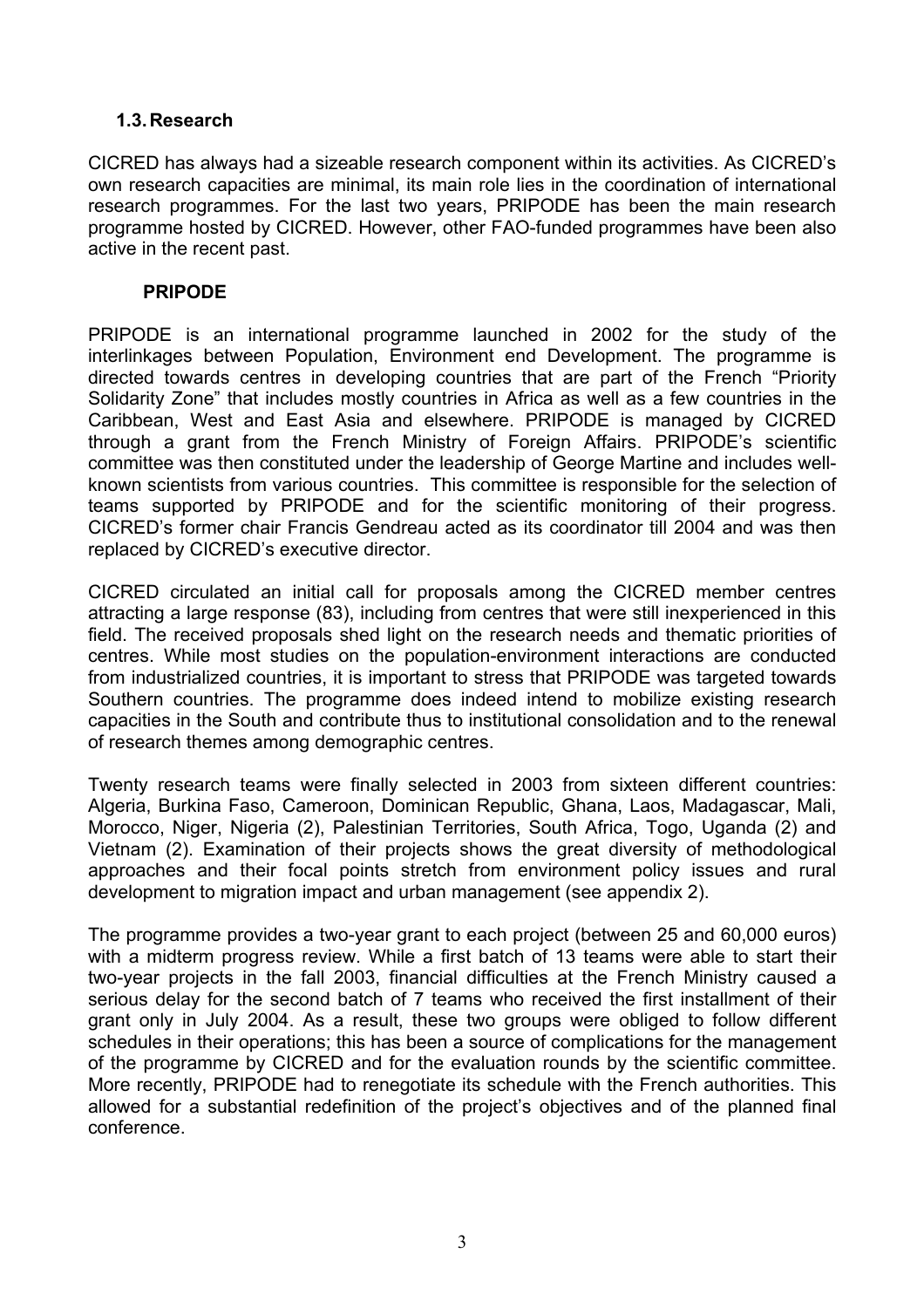### 1.3. Research

CICRED has always had a sizeable research component within its activities. As CICRED's own research capacities are minimal, its main role lies in the coordination of international research programmes. For the last two years, PRIPODE has been the main research programme hosted by CICRED. However, other FAO-funded programmes have been also active in the recent past.

#### PRIPODE

PRIPODE is an international programme launched in 2002 for the study of the interlinkages between Population, Environment end Development. The programme is directed towards centres in developing countries that are part of the French "Priority Solidarity Zone" that includes mostly countries in Africa as well as a few countries in the Caribbean, West and East Asia and elsewhere. PRIPODE is managed by CICRED through a grant from the French Ministry of Foreign Affairs. PRIPODE's scientific committee was then constituted under the leadership of George Martine and includes well-known scientists from various countries. This committee is responsible for the selection of teams supported by PRIPODE and for the scientific monitoring of their progress. CICRED's former chair Francis Gendreau acted as its coordinator till 2004 and was then replaced by CICRED's executive director.

CICRED circulated an initial call for proposals among the CICRED member centres attracting a large response (83), including from centres that were still inexperienced in this field. The received proposals shed light on the research needs and thematic priorities of centres. While most studies on the population-environment interactions are conducted from industrialized countries, it is important to stress that PRIPODE was targeted towards Southern countries. The programme does indeed intend to mobilize existing research capacities in the South and contribute thus to institutional consolidation and to the renewal of research themes among demographic centres.

Twenty research teams were finally selected in 2003 from sixteen different countries: Algeria, Burkina Faso, Cameroon, Dominican Republic, Ghana, Laos, Madagascar, Mali, Morocco, Niger, Nigeria (2), Palestinian Territories, South Africa, Togo, Uganda (2) and Vietnam (2). Examination of their projects shows the great diversity of methodological approaches and their focal points stretch from environment policy issues and rural development to migration impact and urban management (see appendix 2).

The programme provides a two-year grant to each project (between 25 and 60,000 euros) with a midterm progress review. While a first batch of 13 teams were able to start their two-year projects in the fall 2003, financial difficulties at the French Ministry caused a serious delay for the second batch of 7 teams who received the first installment of their grant only in July 2004. As a result, these two groups were obliged to follow different schedules in their operations; this has been a source of complications for the management of the programme by CICRED and for the evaluation rounds by the scientific committee. More recently, PRIPODE had to renegotiate its schedule with the French authorities. This allowed for a substantial redefinition of the project's objectives and of the planned final conference.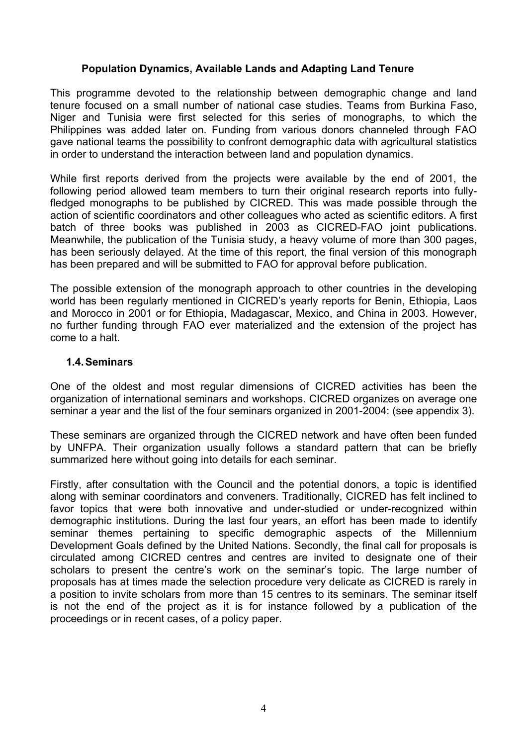### Population Dynamics, Available Lands and Adapting Land Tenure

This programme devoted to the relationship between demographic change and land tenure focused on a small number of national case studies. Teams from Burkina Faso, Niger and Tunisia were first selected for this series of monographs, to which the Philippines was added later on. Funding from various donors channeled through FAO gave national teams the possibility to confront demographic data with agricultural statistics in order to understand the interaction between land and population dynamics.

While first reports derived from the projects were available by the end of 2001, the following period allowed team members to turn their original research reports into fully-fledged monographs to be published by CICRED. This was made possible through the action of scientific coordinators and other colleagues who acted as scientific editors. A first batch of three books was published in 2003 as CICRED-FAO joint publications. Meanwhile, the publication of the Tunisia study, a heavy volume of more than 300 pages, has been seriously delayed. At the time of this report, the final version of this monograph has been prepared and will be submitted to FAO for approval before publication.

The possible extension of the monograph approach to other countries in the developing world has been regularly mentioned in CICRED's yearly reports for Benin, Ethiopia, Laos and Morocco in 2001 or for Ethiopia, Madagascar, Mexico, and China in 2003. However, no further funding through FAO ever materialized and the extension of the project has come to a halt.

## 1.4. Seminars

One of the oldest and most regular dimensions of CICRED activities has been the organization of international seminars and workshops. CICRED organizes on average one seminar a year and the list of the four seminars organized in 2001-2004: (see appendix 3).

These seminars are organized through the CICRED network and have often been funded by UNFPA. Their organization usually follows a standard pattern that can be briefly summarized here without going into details for each seminar.

Firstly, after consultation with the Council and the potential donors, a topic is identified along with seminar coordinators and conveners. Traditionally, CICRED has felt inclined to favor topics that were both innovative and under-studied or under-recognized within demographic institutions. During the last four years, an effort has been made to identify seminar themes pertaining to specific demographic aspects of the Millennium Development Goals defined by the United Nations. Secondly, the final call for proposals is circulated among CICRED centres and centres are invited to designate one of their scholars to present the centre's work on the seminar's topic. The large number of proposals has at times made the selection procedure very delicate as CICRED is rarely in a position to invite scholars from more than 15 centres to its seminars. The seminar itself is not the end of the project as it is for instance followed by a publication of the proceedings or in recent cases, of a policy paper.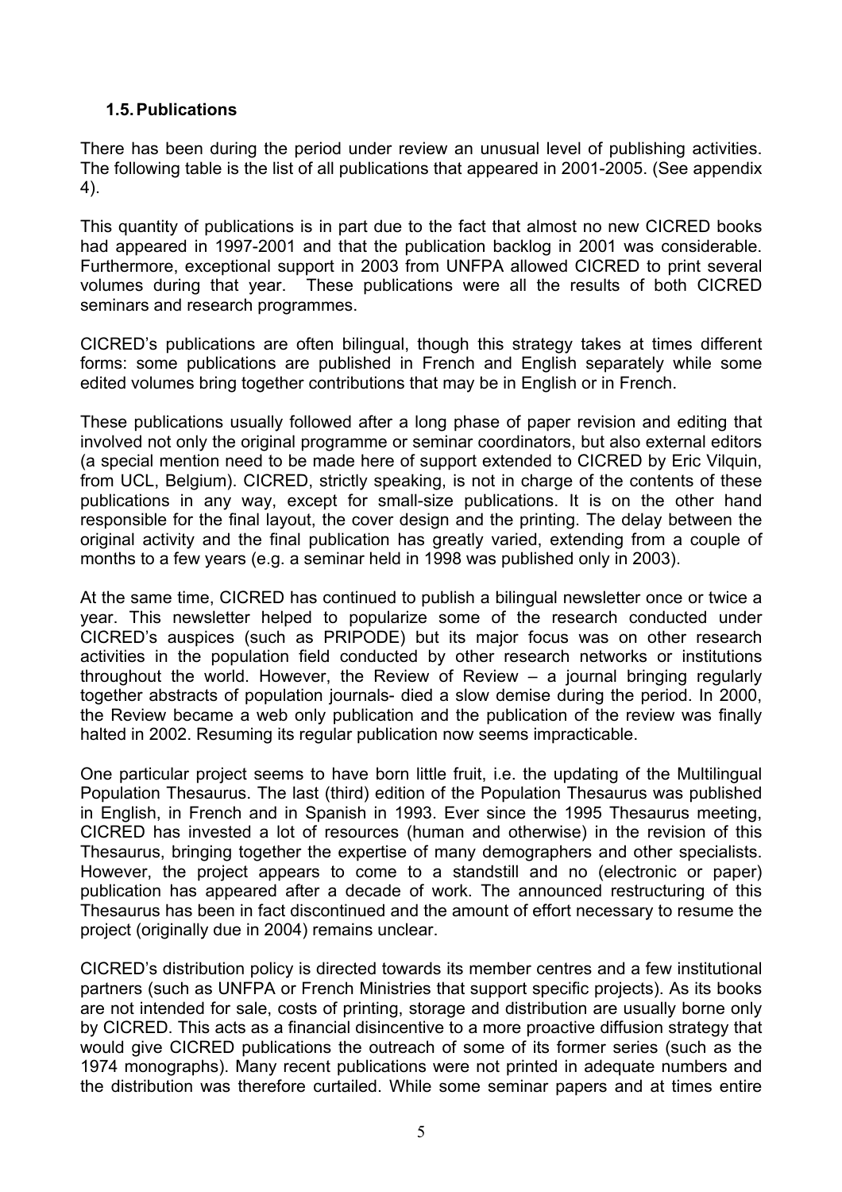### 1.5. Publications

There has been during the period under review an unusual level of publishing activities. The following table is the list of all publications that appeared in 2001-2005. (See appendix 4).

This quantity of publications is in part due to the fact that almost no new CICRED books had appeared in 1997-2001 and that the publication backlog in 2001 was considerable. Furthermore, exceptional support in 2003 from UNFPA allowed CICRED to print several volumes during that year. These publications were all the results of both CICRED seminars and research programmes.

CICRED's publications are often bilingual, though this strategy takes at times different forms: some publications are published in French and English separately while some edited volumes bring together contributions that may be in English or in French.

These publications usually followed after a long phase of paper revision and editing that involved not only the original programme or seminar coordinators, but also external editors (a special mention need to be made here of support extended to CICRED by Eric Vilquin, from UCL, Belgium). CICRED, strictly speaking, is not in charge of the contents of these publications in any way, except for small-size publications. It is on the other hand responsible for the final layout, the cover design and the printing. The delay between the original activity and the final publication has greatly varied, extending from a couple of months to a few years (e.g. a seminar held in 1998 was published only in 2003).

At the same time, CICRED has continued to publish a bilingual newsletter once or twice a year. This newsletter helped to popularize some of the research conducted under CICRED's auspices (such as PRIPODE) but its major focus was on other research activities in the population field conducted by other research networks or institutions throughout the world. However, the Review of Review – a journal bringing regularly together abstracts of population journals- died a slow demise during the period. In 2000, the Review became a web only publication and the publication of the review was finally halted in 2002. Resuming its regular publication now seems impracticable.

One particular project seems to have born little fruit, i.e. the updating of the Multilingual Population Thesaurus. The last (third) edition of the Population Thesaurus was published in English, in French and in Spanish in 1993. Ever since the 1995 Thesaurus meeting, CICRED has invested a lot of resources (human and otherwise) in the revision of this Thesaurus, bringing together the expertise of many demographers and other specialists. However, the project appears to come to a standstill and no (electronic or paper) publication has appeared after a decade of work. The announced restructuring of this Thesaurus has been in fact discontinued and the amount of effort necessary to resume the project (originally due in 2004) remains unclear.

CICRED's distribution policy is directed towards its member centres and a few institutional partners (such as UNFPA or French Ministries that support specific projects). As its books are not intended for sale, costs of printing, storage and distribution are usually borne only by CICRED. This acts as a financial disincentive to a more proactive diffusion strategy that would give CICRED publications the outreach of some of its former series (such as the 1974 monographs). Many recent publications were not printed in adequate numbers and the distribution was therefore curtailed. While some seminar papers and at times entire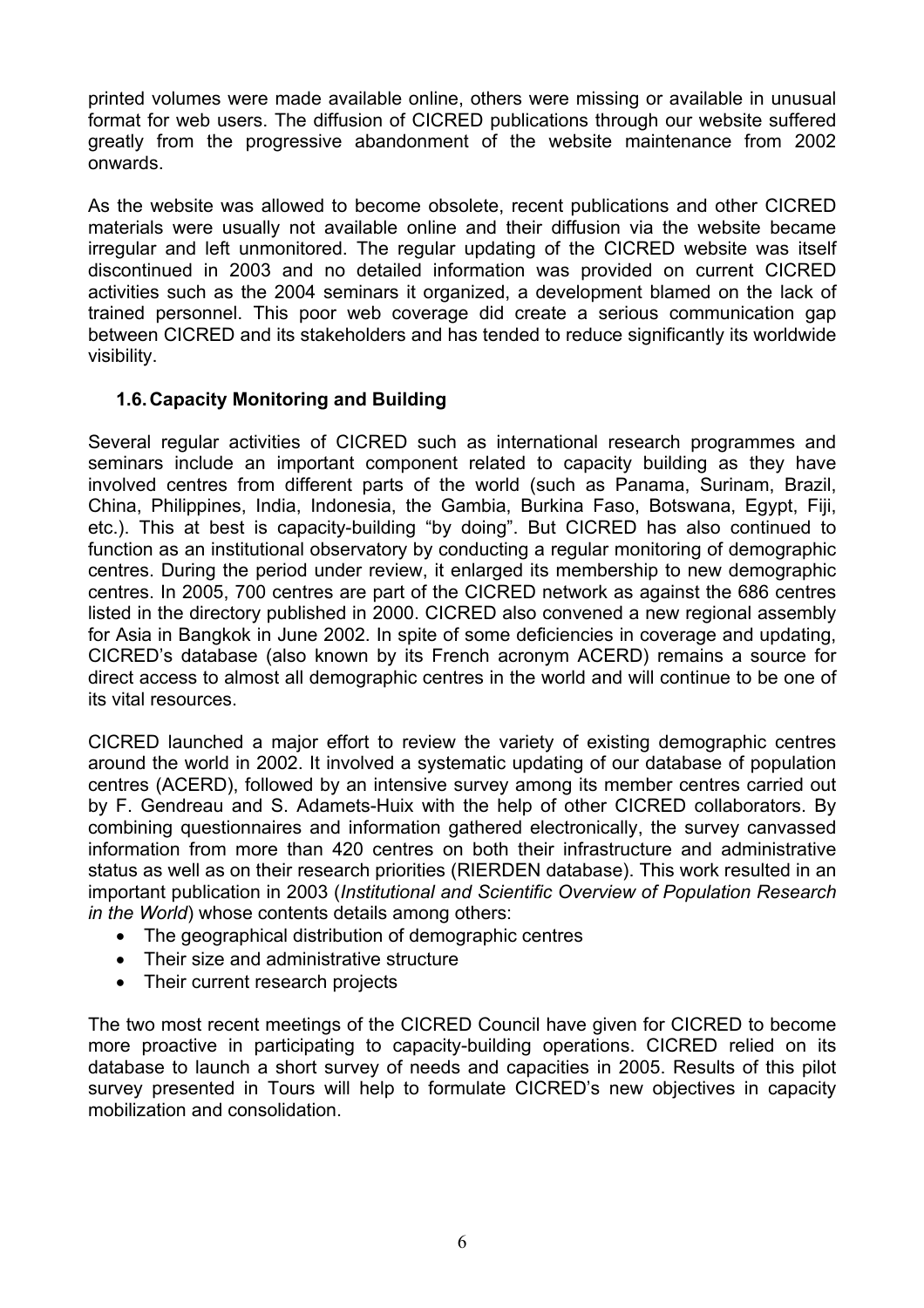printed volumes were made available online, others were missing or available in unusual format for web users. The diffusion of CICRED publications through our website suffered greatly from the progressive abandonment of the website maintenance from 2002 onwards.

As the website was allowed to become obsolete, recent publications and other CICRED materials were usually not available online and their diffusion via the website became irregular and left unmonitored. The regular updating of the CICRED website was itself discontinued in 2003 and no detailed information was provided on current CICRED activities such as the 2004 seminars it organized, a development blamed on the lack of trained personnel. This poor web coverage did create a serious communication gap between CICRED and its stakeholders and has tended to reduce significantly its worldwide visibility.

### 1.6. Capacity Monitoring and Building

Several regular activities of CICRED such as international research programmes and seminars include an important component related to capacity building as they have involved centres from different parts of the world (such as Panama, Surinam, Brazil, China, Philippines, India, Indonesia, the Gambia, Burkina Faso, Botswana, Egypt, Fiji, etc.). This at best is capacity-building "by doing". But CICRED has also continued to function as an institutional observatory by conducting a regular monitoring of demographic centres. During the period under review, it enlarged its membership to new demographic centres. In 2005, 700 centres are part of the CICRED network as against the 686 centres listed in the directory published in 2000. CICRED also convened a new regional assembly for Asia in Bangkok in June 2002. In spite of some deficiencies in coverage and updating, CICRED's database (also known by its French acronym ACERD) remains a source for direct access to almost all demographic centres in the world and will continue to be one of its vital resources.

CICRED launched a major effort to review the variety of existing demographic centres around the world in 2002. It involved a systematic updating of our database of population centres (ACERD), followed by an intensive survey among its member centres carried out by F. Gendreau and S. Adamets-Huix with the help of other CICRED collaborators. By combining questionnaires and information gathered electronically, the survey canvassed information from more than 420 centres on both their infrastructure and administrative status as well as on their research priorities (RIERDEN database). This work resulted in an important publication in 2003 (*Institutional and Scientific Overview of Population Research in the World*) whose contents details among others:

- The geographical distribution of demographic centres
- Their size and administrative structure
- Their current research projects

The two most recent meetings of the CICRED Council have given for CICRED to become more proactive in participating to capacity-building operations. CICRED relied on its database to launch a short survey of needs and capacities in 2005. Results of this pilot survey presented in Tours will help to formulate CICRED's new objectives in capacity mobilization and consolidation.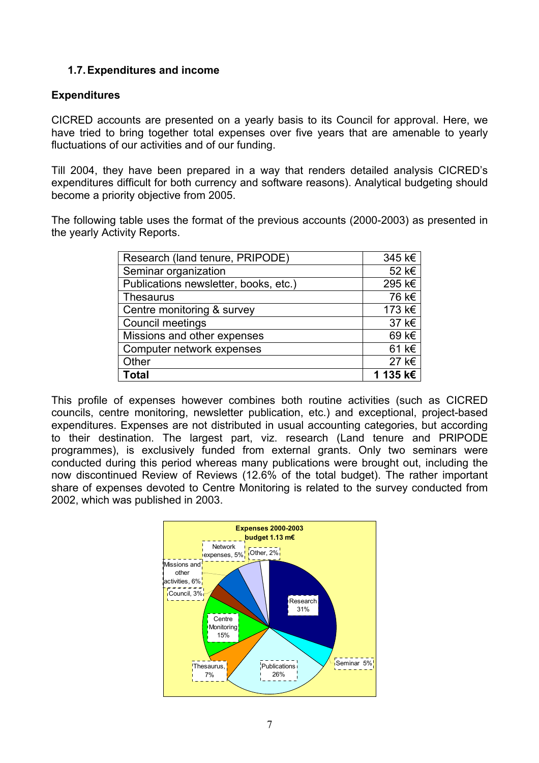### 1.7. Expenditures and income

#### Expenditures

CICRED accounts are presented on a yearly basis to its Council for approval. Here, we have tried to bring together total expenses over five years that are amenable to yearly fluctuations of our activities and of our funding.

Till 2004, they have been prepared in a way that renders detailed analysis CICRED's expenditures difficult for both currency and software reasons). Analytical budgeting should become a priority objective from 2005.

The following table uses the format of the previous accounts (2000-2003) as presented in the yearly Activity Reports.

| | |
|---|---:|
| Research (land tenure, PRIPODE) | 345 k€ |
| Seminar organization | 52 k€ |
| Publications newsletter, books, etc.) | 295 k€ |
| Thesaurus | 76 k€ |
| Centre monitoring & survey | 173 k€ |
| Council meetings | 37 k€ |
| Missions and other expenses | 69 k€ |
| Computer network expenses | 61 k€ |
| Other | 27 k€ |
| **Total** | **1 135 k€** |

This profile of expenses however combines both routine activities (such as CICRED councils, centre monitoring, newsletter publication, etc.) and exceptional, project-based expenditures. Expenses are not distributed in usual accounting categories, but according to their destination. The largest part, viz. research (Land tenure and PRIPODE programmes), is exclusively funded from external grants. Only two seminars were conducted during this period whereas many publications were brought out, including the now discontinued Review of Reviews (12.6% of the total budget). The rather important share of expenses devoted to Centre Monitoring is related to the survey conducted from 2002, which was published in 2003.

**Expenses 2000-2003 budget 1.13 m€**

Research 31%; Seminar 5%; Publications 26%; Thesaurus, 7%; Centre Monitoring 15%; Council, 3%; Missions and other activities, 6%; Network expenses, 5%; Other, 2%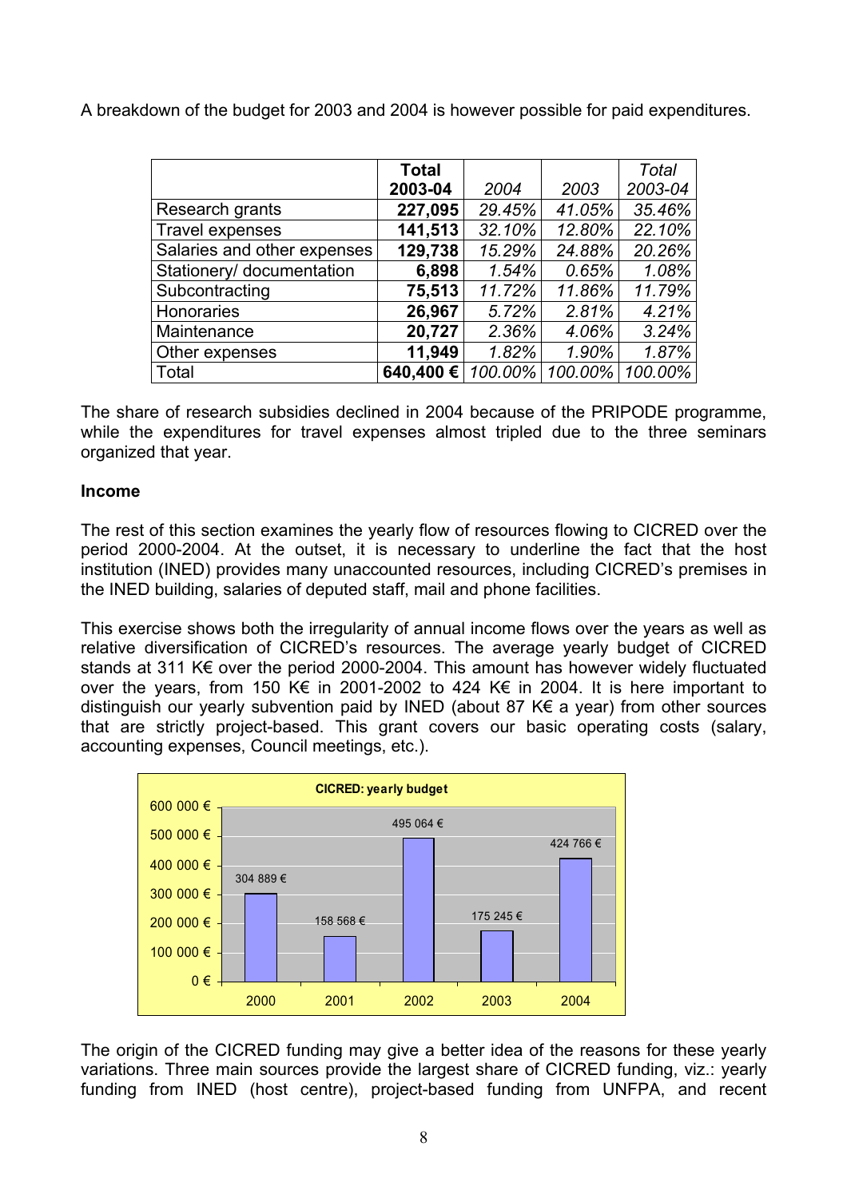A breakdown of the budget for 2003 and 2004 is however possible for paid expenditures.

| | **Total 2003-04** | *2004* | *2003* | *Total 2003-04* |
|---|---|---|---|---|
| Research grants | **227,095** | *29.45%* | *41.05%* | *35.46%* |
| Travel expenses | **141,513** | *32.10%* | *12.80%* | *22.10%* |
| Salaries and other expenses | **129,738** | *15.29%* | *24.88%* | *20.26%* |
| Stationery/ documentation | **6,898** | *1.54%* | *0.65%* | *1.08%* |
| Subcontracting | **75,513** | *11.72%* | *11.86%* | *11.79%* |
| Honoraries | **26,967** | *5.72%* | *2.81%* | *4.21%* |
| Maintenance | **20,727** | *2.36%* | *4.06%* | *3.24%* |
| Other expenses | **11,949** | *1.82%* | *1.90%* | *1.87%* |
| Total | **640,400 €** | *100.00%* | *100.00%* | *100.00%* |

The share of research subsidies declined in 2004 because of the PRIPODE programme, while the expenditures for travel expenses almost tripled due to the three seminars organized that year.

**Income**

The rest of this section examines the yearly flow of resources flowing to CICRED over the period 2000-2004. At the outset, it is necessary to underline the fact that the host institution (INED) provides many unaccounted resources, including CICRED's premises in the INED building, salaries of deputed staff, mail and phone facilities.

This exercise shows both the irregularity of annual income flows over the years as well as relative diversification of CICRED's resources. The average yearly budget of CICRED stands at 311 K€ over the period 2000-2004. This amount has however widely fluctuated over the years, from 150 K€ in 2001-2002 to 424 K€ in 2004. It is here important to distinguish our yearly subvention paid by INED (about 87 K€ a year) from other sources that are strictly project-based. This grant covers our basic operating costs (salary, accounting expenses, Council meetings, etc.).

**CICRED: yearly budget**

| 2000 | 2001 | 2002 | 2003 | 2004 |
|---|---|---|---|---|
| 304 889 € | 158 568 € | 495 064 € | 175 245 € | 424 766 € |

The origin of the CICRED funding may give a better idea of the reasons for these yearly variations. Three main sources provide the largest share of CICRED funding, viz.: yearly funding from INED (host centre), project-based funding from UNFPA, and recent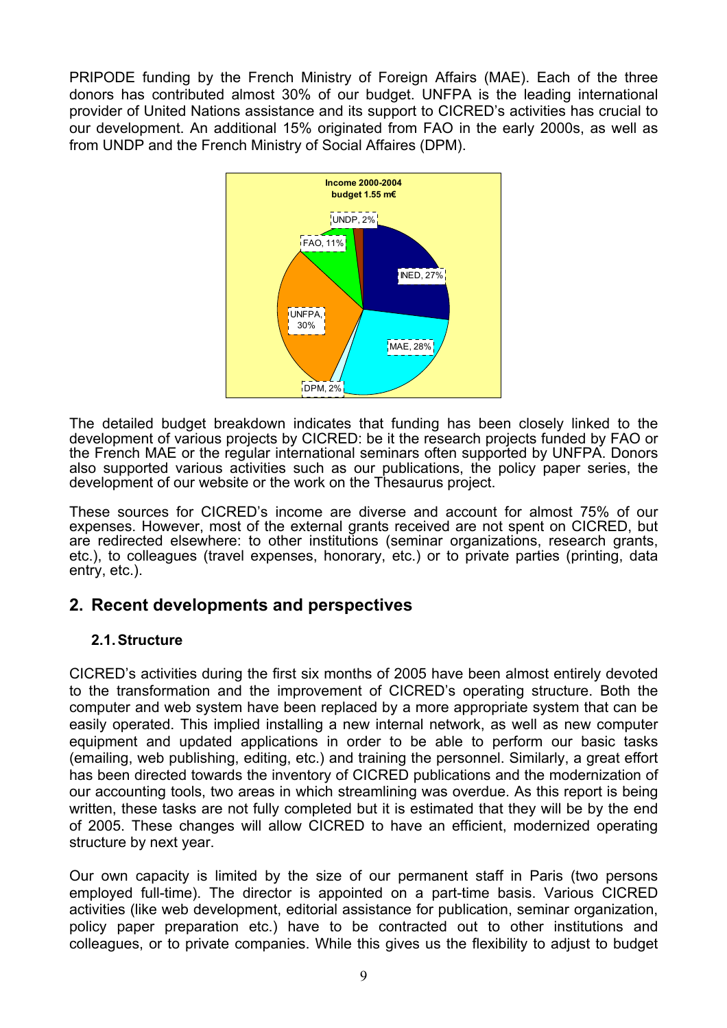PRIPODE funding by the French Ministry of Foreign Affairs (MAE). Each of the three donors has contributed almost 30% of our budget. UNFPA is the leading international provider of United Nations assistance and its support to CICRED's activities has crucial to our development. An additional 15% originated from FAO in the early 2000s, as well as from UNDP and the French Ministry of Social Affaires (DPM).

**Income 2000-2004**
**budget 1.55 m€**

| Source | Share |
|---|---|
| INED | 27% |
| MAE | 28% |
| DPM | 2% |
| UNFPA | 30% |
| FAO | 11% |
| UNDP | 2% |

The detailed budget breakdown indicates that funding has been closely linked to the development of various projects by CICRED: be it the research projects funded by FAO or the French MAE or the regular international seminars often supported by UNFPA. Donors also supported various activities such as our publications, the policy paper series, the development of our website or the work on the Thesaurus project.

These sources for CICRED's income are diverse and account for almost 75% of our expenses. However, most of the external grants received are not spent on CICRED, but are redirected elsewhere: to other institutions (seminar organizations, research grants, etc.), to colleagues (travel expenses, honorary, etc.) or to private parties (printing, data entry, etc.).

## 2. Recent developments and perspectives

### 2.1. Structure

CICRED's activities during the first six months of 2005 have been almost entirely devoted to the transformation and the improvement of CICRED's operating structure. Both the computer and web system have been replaced by a more appropriate system that can be easily operated. This implied installing a new internal network, as well as new computer equipment and updated applications in order to be able to perform our basic tasks (emailing, web publishing, editing, etc.) and training the personnel. Similarly, a great effort has been directed towards the inventory of CICRED publications and the modernization of our accounting tools, two areas in which streamlining was overdue. As this report is being written, these tasks are not fully completed but it is estimated that they will be by the end of 2005. These changes will allow CICRED to have an efficient, modernized operating structure by next year.

Our own capacity is limited by the size of our permanent staff in Paris (two persons employed full-time). The director is appointed on a part-time basis. Various CICRED activities (like web development, editorial assistance for publication, seminar organization, policy paper preparation etc.) have to be contracted out to other institutions and colleagues, or to private companies. While this gives us the flexibility to adjust to budget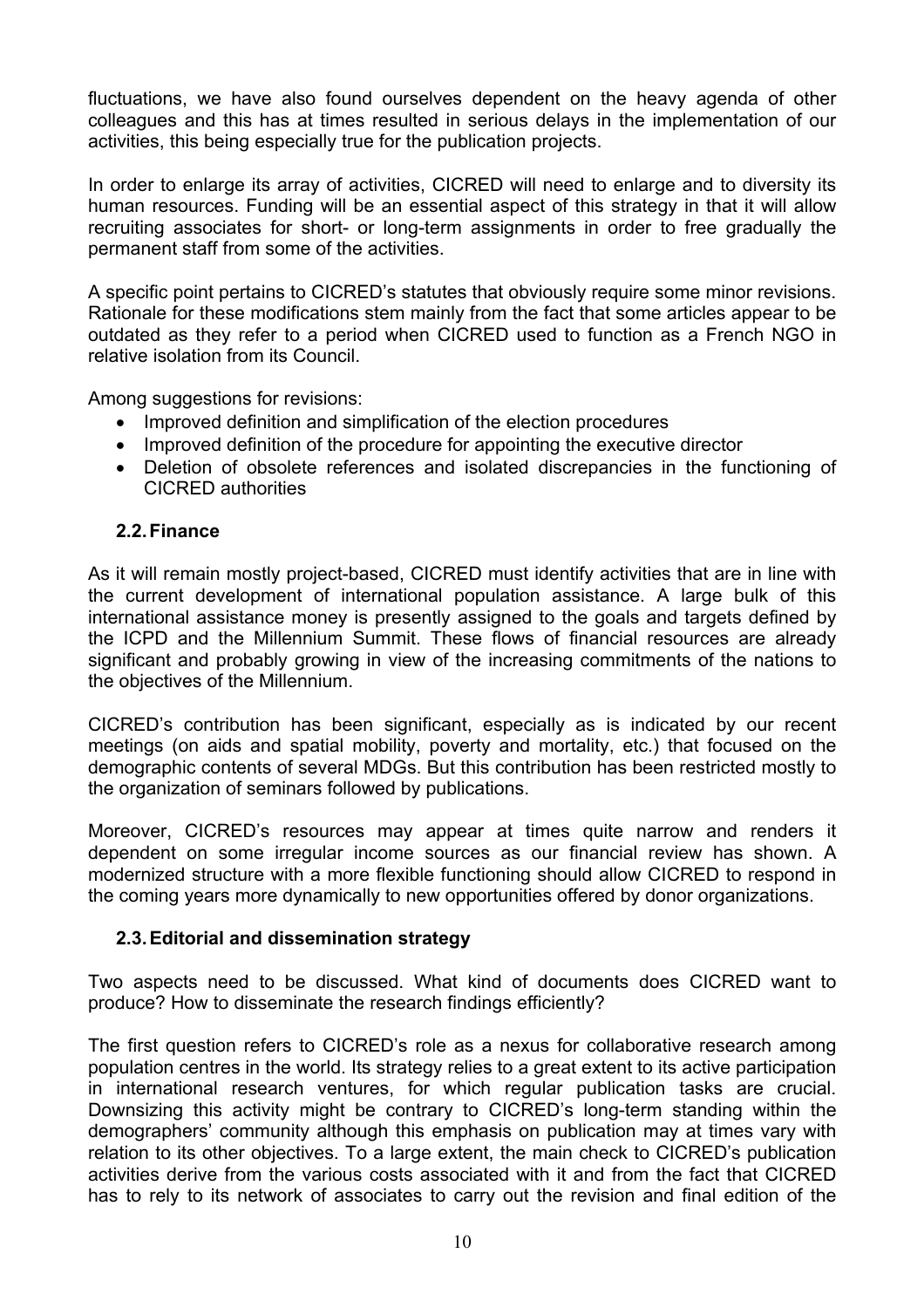fluctuations, we have also found ourselves dependent on the heavy agenda of other colleagues and this has at times resulted in serious delays in the implementation of our activities, this being especially true for the publication projects.

In order to enlarge its array of activities, CICRED will need to enlarge and to diversity its human resources. Funding will be an essential aspect of this strategy in that it will allow recruiting associates for short- or long-term assignments in order to free gradually the permanent staff from some of the activities.

A specific point pertains to CICRED's statutes that obviously require some minor revisions. Rationale for these modifications stem mainly from the fact that some articles appear to be outdated as they refer to a period when CICRED used to function as a French NGO in relative isolation from its Council.

Among suggestions for revisions:

- Improved definition and simplification of the election procedures
- Improved definition of the procedure for appointing the executive director
- Deletion of obsolete references and isolated discrepancies in the functioning of CICRED authorities

### 2.2. Finance

As it will remain mostly project-based, CICRED must identify activities that are in line with the current development of international population assistance. A large bulk of this international assistance money is presently assigned to the goals and targets defined by the ICPD and the Millennium Summit. These flows of financial resources are already significant and probably growing in view of the increasing commitments of the nations to the objectives of the Millennium.

CICRED's contribution has been significant, especially as is indicated by our recent meetings (on aids and spatial mobility, poverty and mortality, etc.) that focused on the demographic contents of several MDGs. But this contribution has been restricted mostly to the organization of seminars followed by publications.

Moreover, CICRED's resources may appear at times quite narrow and renders it dependent on some irregular income sources as our financial review has shown. A modernized structure with a more flexible functioning should allow CICRED to respond in the coming years more dynamically to new opportunities offered by donor organizations.

### 2.3. Editorial and dissemination strategy

Two aspects need to be discussed. What kind of documents does CICRED want to produce? How to disseminate the research findings efficiently?

The first question refers to CICRED's role as a nexus for collaborative research among population centres in the world. Its strategy relies to a great extent to its active participation in international research ventures, for which regular publication tasks are crucial. Downsizing this activity might be contrary to CICRED's long-term standing within the demographers' community although this emphasis on publication may at times vary with relation to its other objectives. To a large extent, the main check to CICRED's publication activities derive from the various costs associated with it and from the fact that CICRED has to rely to its network of associates to carry out the revision and final edition of the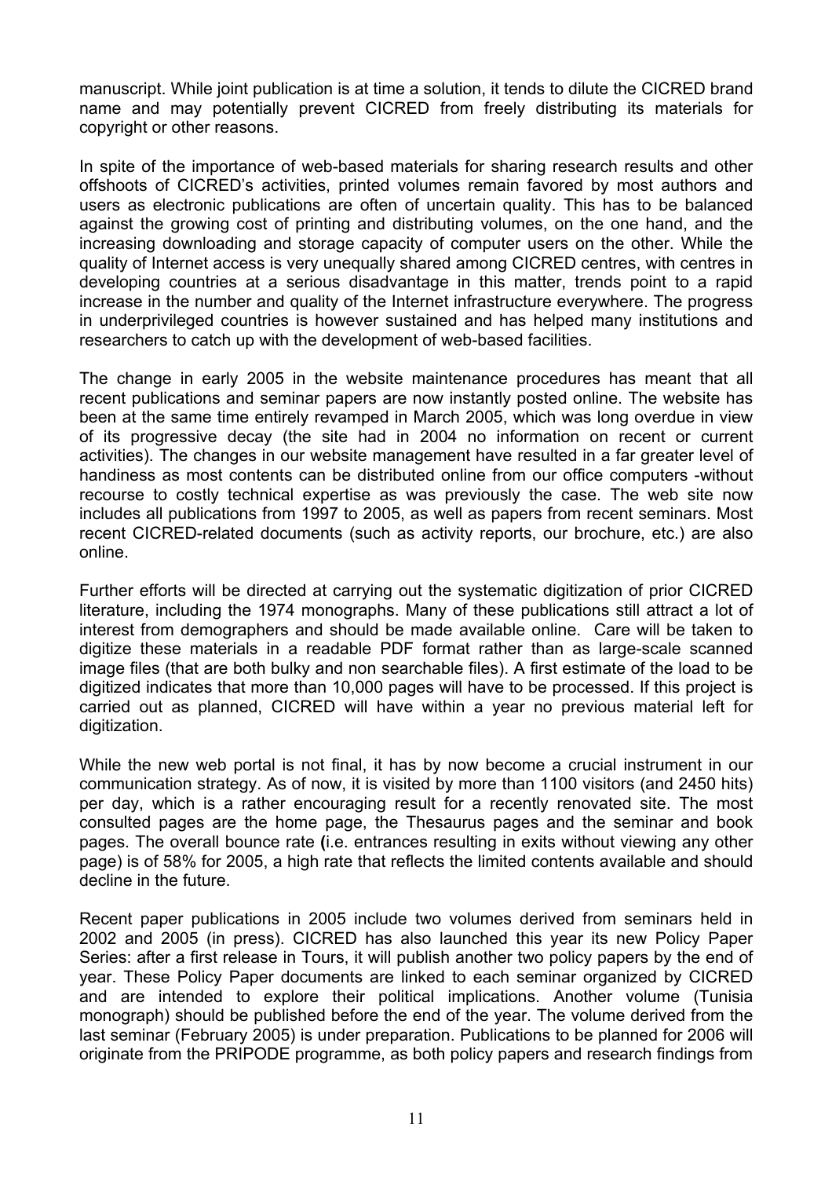manuscript. While joint publication is at time a solution, it tends to dilute the CICRED brand name and may potentially prevent CICRED from freely distributing its materials for copyright or other reasons.

In spite of the importance of web-based materials for sharing research results and other offshoots of CICRED's activities, printed volumes remain favored by most authors and users as electronic publications are often of uncertain quality. This has to be balanced against the growing cost of printing and distributing volumes, on the one hand, and the increasing downloading and storage capacity of computer users on the other. While the quality of Internet access is very unequally shared among CICRED centres, with centres in developing countries at a serious disadvantage in this matter, trends point to a rapid increase in the number and quality of the Internet infrastructure everywhere. The progress in underprivileged countries is however sustained and has helped many institutions and researchers to catch up with the development of web-based facilities.

The change in early 2005 in the website maintenance procedures has meant that all recent publications and seminar papers are now instantly posted online. The website has been at the same time entirely revamped in March 2005, which was long overdue in view of its progressive decay (the site had in 2004 no information on recent or current activities). The changes in our website management have resulted in a far greater level of handiness as most contents can be distributed online from our office computers -without recourse to costly technical expertise as was previously the case. The web site now includes all publications from 1997 to 2005, as well as papers from recent seminars. Most recent CICRED-related documents (such as activity reports, our brochure, etc.) are also online.

Further efforts will be directed at carrying out the systematic digitization of prior CICRED literature, including the 1974 monographs. Many of these publications still attract a lot of interest from demographers and should be made available online. Care will be taken to digitize these materials in a readable PDF format rather than as large-scale scanned image files (that are both bulky and non searchable files). A first estimate of the load to be digitized indicates that more than 10,000 pages will have to be processed. If this project is carried out as planned, CICRED will have within a year no previous material left for digitization.

While the new web portal is not final, it has by now become a crucial instrument in our communication strategy. As of now, it is visited by more than 1100 visitors (and 2450 hits) per day, which is a rather encouraging result for a recently renovated site. The most consulted pages are the home page, the Thesaurus pages and the seminar and book pages. The overall bounce rate (i.e. entrances resulting in exits without viewing any other page) is of 58% for 2005, a high rate that reflects the limited contents available and should decline in the future.

Recent paper publications in 2005 include two volumes derived from seminars held in 2002 and 2005 (in press). CICRED has also launched this year its new Policy Paper Series: after a first release in Tours, it will publish another two policy papers by the end of year. These Policy Paper documents are linked to each seminar organized by CICRED and are intended to explore their political implications. Another volume (Tunisia monograph) should be published before the end of the year. The volume derived from the last seminar (February 2005) is under preparation. Publications to be planned for 2006 will originate from the PRIPODE programme, as both policy papers and research findings from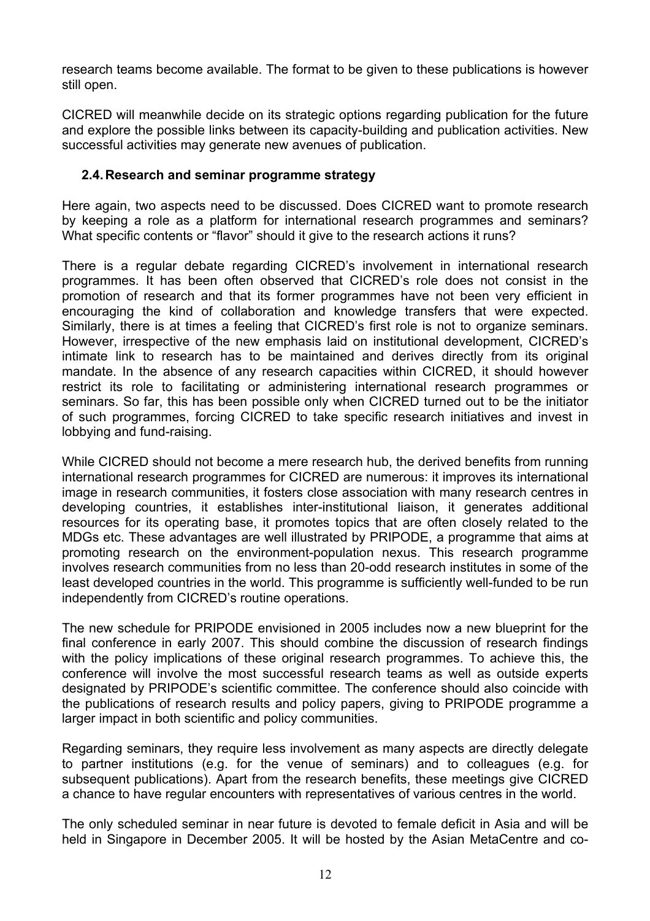research teams become available. The format to be given to these publications is however still open.

CICRED will meanwhile decide on its strategic options regarding publication for the future and explore the possible links between its capacity-building and publication activities. New successful activities may generate new avenues of publication.

### 2.4. Research and seminar programme strategy

Here again, two aspects need to be discussed. Does CICRED want to promote research by keeping a role as a platform for international research programmes and seminars? What specific contents or "flavor" should it give to the research actions it runs?

There is a regular debate regarding CICRED's involvement in international research programmes. It has been often observed that CICRED's role does not consist in the promotion of research and that its former programmes have not been very efficient in encouraging the kind of collaboration and knowledge transfers that were expected. Similarly, there is at times a feeling that CICRED's first role is not to organize seminars. However, irrespective of the new emphasis laid on institutional development, CICRED's intimate link to research has to be maintained and derives directly from its original mandate. In the absence of any research capacities within CICRED, it should however restrict its role to facilitating or administering international research programmes or seminars. So far, this has been possible only when CICRED turned out to be the initiator of such programmes, forcing CICRED to take specific research initiatives and invest in lobbying and fund-raising.

While CICRED should not become a mere research hub, the derived benefits from running international research programmes for CICRED are numerous: it improves its international image in research communities, it fosters close association with many research centres in developing countries, it establishes inter-institutional liaison, it generates additional resources for its operating base, it promotes topics that are often closely related to the MDGs etc. These advantages are well illustrated by PRIPODE, a programme that aims at promoting research on the environment-population nexus. This research programme involves research communities from no less than 20-odd research institutes in some of the least developed countries in the world. This programme is sufficiently well-funded to be run independently from CICRED's routine operations.

The new schedule for PRIPODE envisioned in 2005 includes now a new blueprint for the final conference in early 2007. This should combine the discussion of research findings with the policy implications of these original research programmes. To achieve this, the conference will involve the most successful research teams as well as outside experts designated by PRIPODE's scientific committee. The conference should also coincide with the publications of research results and policy papers, giving to PRIPODE programme a larger impact in both scientific and policy communities.

Regarding seminars, they require less involvement as many aspects are directly delegate to partner institutions (e.g. for the venue of seminars) and to colleagues (e.g. for subsequent publications). Apart from the research benefits, these meetings give CICRED a chance to have regular encounters with representatives of various centres in the world.

The only scheduled seminar in near future is devoted to female deficit in Asia and will be held in Singapore in December 2005. It will be hosted by the Asian MetaCentre and co-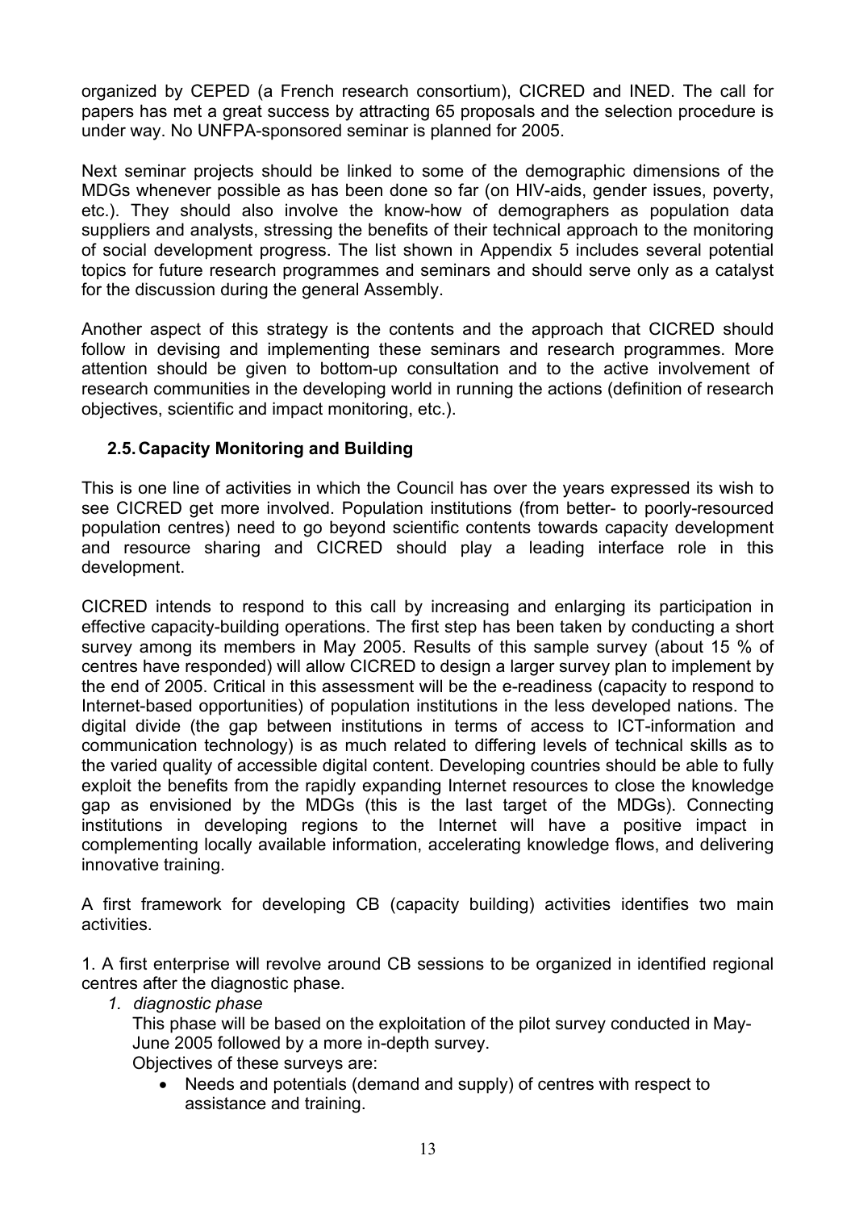organized by CEPED (a French research consortium), CICRED and INED. The call for papers has met a great success by attracting 65 proposals and the selection procedure is under way. No UNFPA-sponsored seminar is planned for 2005.

Next seminar projects should be linked to some of the demographic dimensions of the MDGs whenever possible as has been done so far (on HIV-aids, gender issues, poverty, etc.). They should also involve the know-how of demographers as population data suppliers and analysts, stressing the benefits of their technical approach to the monitoring of social development progress. The list shown in Appendix 5 includes several potential topics for future research programmes and seminars and should serve only as a catalyst for the discussion during the general Assembly.

Another aspect of this strategy is the contents and the approach that CICRED should follow in devising and implementing these seminars and research programmes. More attention should be given to bottom-up consultation and to the active involvement of research communities in the developing world in running the actions (definition of research objectives, scientific and impact monitoring, etc.).

### 2.5. Capacity Monitoring and Building

This is one line of activities in which the Council has over the years expressed its wish to see CICRED get more involved. Population institutions (from better- to poorly-resourced population centres) need to go beyond scientific contents towards capacity development and resource sharing and CICRED should play a leading interface role in this development.

CICRED intends to respond to this call by increasing and enlarging its participation in effective capacity-building operations. The first step has been taken by conducting a short survey among its members in May 2005. Results of this sample survey (about 15 % of centres have responded) will allow CICRED to design a larger survey plan to implement by the end of 2005. Critical in this assessment will be the e-readiness (capacity to respond to Internet-based opportunities) of population institutions in the less developed nations. The digital divide (the gap between institutions in terms of access to ICT-information and communication technology) is as much related to differing levels of technical skills as to the varied quality of accessible digital content. Developing countries should be able to fully exploit the benefits from the rapidly expanding Internet resources to close the knowledge gap as envisioned by the MDGs (this is the last target of the MDGs). Connecting institutions in developing regions to the Internet will have a positive impact in complementing locally available information, accelerating knowledge flows, and delivering innovative training.

A first framework for developing CB (capacity building) activities identifies two main activities.

1. A first enterprise will revolve around CB sessions to be organized in identified regional centres after the diagnostic phase.
   1. *diagnostic phase*

      This phase will be based on the exploitation of the pilot survey conducted in May-June 2005 followed by a more in-depth survey.

      Objectives of these surveys are:

      - Needs and potentials (demand and supply) of centres with respect to assistance and training.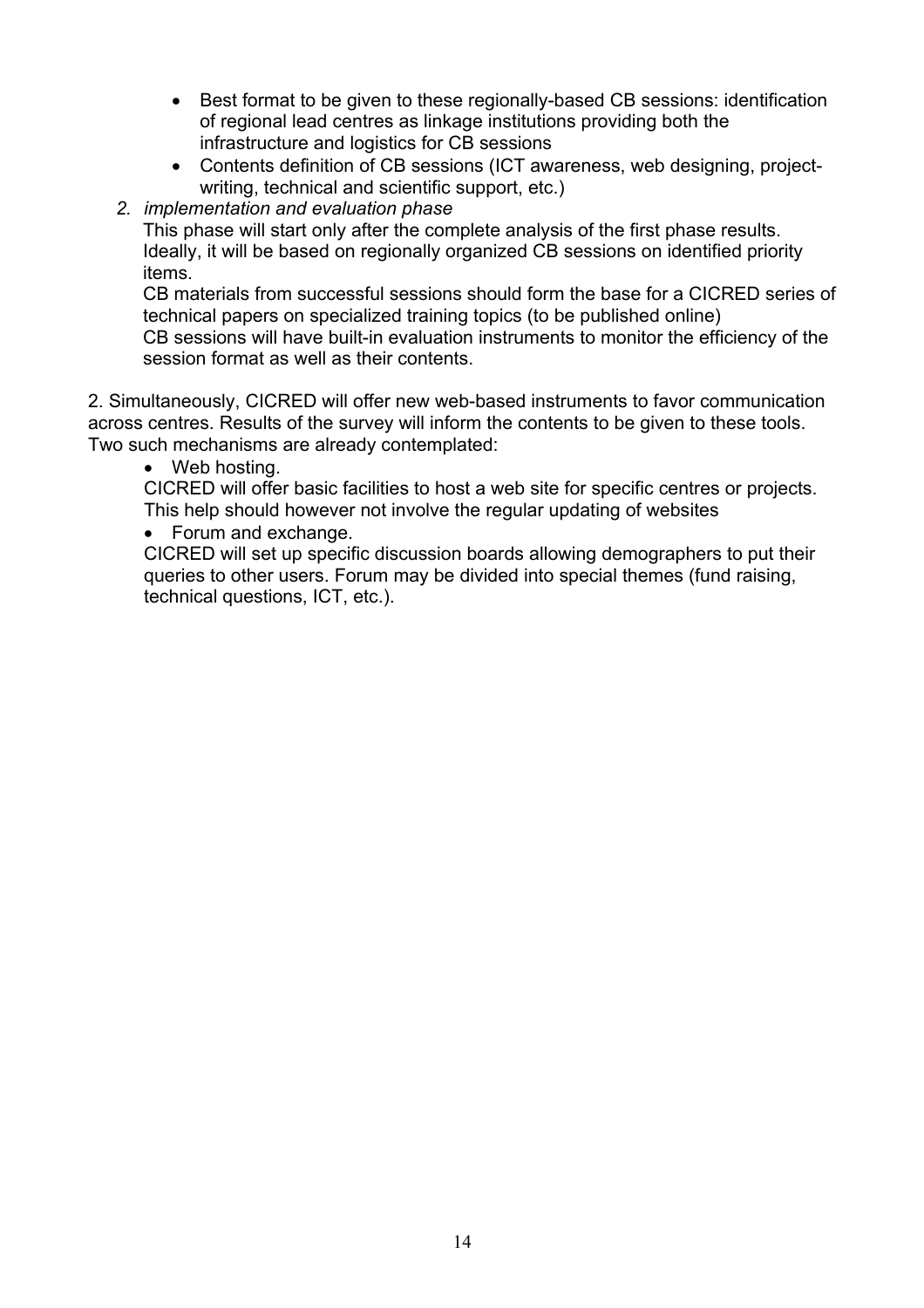- Best format to be given to these regionally-based CB sessions: identification of regional lead centres as linkage institutions providing both the infrastructure and logistics for CB sessions
- Contents definition of CB sessions (ICT awareness, web designing, project-writing, technical and scientific support, etc.)

2. *implementation and evaluation phase*

   This phase will start only after the complete analysis of the first phase results. Ideally, it will be based on regionally organized CB sessions on identified priority items.

   CB materials from successful sessions should form the base for a CICRED series of technical papers on specialized training topics (to be published online)

   CB sessions will have built-in evaluation instruments to monitor the efficiency of the session format as well as their contents.

2. Simultaneously, CICRED will offer new web-based instruments to favor communication across centres. Results of the survey will inform the contents to be given to these tools. Two such mechanisms are already contemplated:

- Web hosting.

  CICRED will offer basic facilities to host a web site for specific centres or projects. This help should however not involve the regular updating of websites

- Forum and exchange.

  CICRED will set up specific discussion boards allowing demographers to put their queries to other users. Forum may be divided into special themes (fund raising, technical questions, ICT, etc.).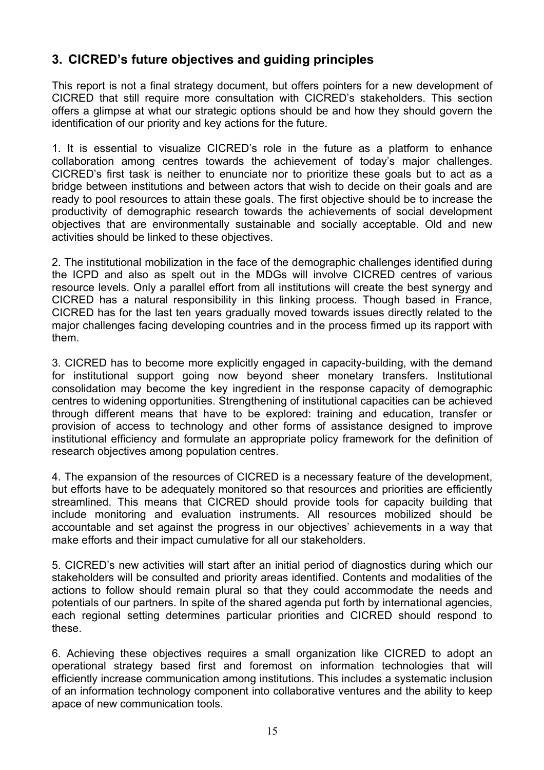## 3. CICRED's future objectives and guiding principles

This report is not a final strategy document, but offers pointers for a new development of CICRED that still require more consultation with CICRED's stakeholders. This section offers a glimpse at what our strategic options should be and how they should govern the identification of our priority and key actions for the future.

1. It is essential to visualize CICRED's role in the future as a platform to enhance collaboration among centres towards the achievement of today's major challenges. CICRED's first task is neither to enunciate nor to prioritize these goals but to act as a bridge between institutions and between actors that wish to decide on their goals and are ready to pool resources to attain these goals. The first objective should be to increase the productivity of demographic research towards the achievements of social development objectives that are environmentally sustainable and socially acceptable. Old and new activities should be linked to these objectives.

2. The institutional mobilization in the face of the demographic challenges identified during the ICPD and also as spelt out in the MDGs will involve CICRED centres of various resource levels. Only a parallel effort from all institutions will create the best synergy and CICRED has a natural responsibility in this linking process. Though based in France, CICRED has for the last ten years gradually moved towards issues directly related to the major challenges facing developing countries and in the process firmed up its rapport with them.

3. CICRED has to become more explicitly engaged in capacity-building, with the demand for institutional support going now beyond sheer monetary transfers. Institutional consolidation may become the key ingredient in the response capacity of demographic centres to widening opportunities. Strengthening of institutional capacities can be achieved through different means that have to be explored: training and education, transfer or provision of access to technology and other forms of assistance designed to improve institutional efficiency and formulate an appropriate policy framework for the definition of research objectives among population centres.

4. The expansion of the resources of CICRED is a necessary feature of the development, but efforts have to be adequately monitored so that resources and priorities are efficiently streamlined. This means that CICRED should provide tools for capacity building that include monitoring and evaluation instruments. All resources mobilized should be accountable and set against the progress in our objectives' achievements in a way that make efforts and their impact cumulative for all our stakeholders.

5. CICRED's new activities will start after an initial period of diagnostics during which our stakeholders will be consulted and priority areas identified. Contents and modalities of the actions to follow should remain plural so that they could accommodate the needs and potentials of our partners. In spite of the shared agenda put forth by international agencies, each regional setting determines particular priorities and CICRED should respond to these.

6. Achieving these objectives requires a small organization like CICRED to adopt an operational strategy based first and foremost on information technologies that will efficiently increase communication among institutions. This includes a systematic inclusion of an information technology component into collaborative ventures and the ability to keep apace of new communication tools.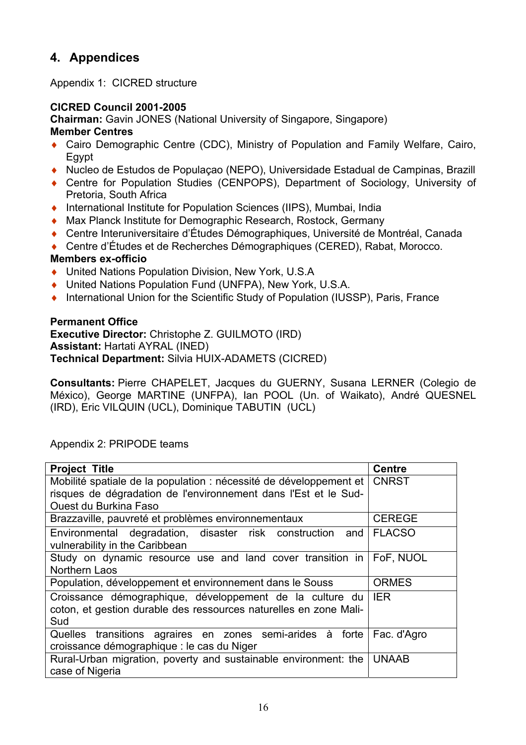## 4. Appendices

Appendix 1: CICRED structure

**CICRED Council 2001-2005**
**Chairman:** Gavin JONES (National University of Singapore, Singapore)
**Member Centres**

- Cairo Demographic Centre (CDC), Ministry of Population and Family Welfare, Cairo, Egypt
- Nucleo de Estudos de Populaçao (NEPO), Universidade Estadual de Campinas, Brazill
- Centre for Population Studies (CENPOPS), Department of Sociology, University of Pretoria, South Africa
- International Institute for Population Sciences (IIPS), Mumbai, India
- Max Planck Institute for Demographic Research, Rostock, Germany
- Centre Interuniversitaire d'Études Démographiques, Université de Montréal, Canada
- Centre d'Études et de Recherches Démographiques (CERED), Rabat, Morocco.

**Members ex-officio**

- United Nations Population Division, New York, U.S.A
- United Nations Population Fund (UNFPA), New York, U.S.A.
- International Union for the Scientific Study of Population (IUSSP), Paris, France

**Permanent Office**
**Executive Director:** Christophe Z. GUILMOTO (IRD)
**Assistant:** Hartati AYRAL (INED)
**Technical Department:** Silvia HUIX-ADAMETS (CICRED)

**Consultants:** Pierre CHAPELET, Jacques du GUERNY, Susana LERNER (Colegio de México), George MARTINE (UNFPA), Ian POOL (Un. of Waikato), André QUESNEL (IRD), Eric VILQUIN (UCL), Dominique TABUTIN (UCL)

Appendix 2: PRIPODE teams

| Project Title | Centre |
|---|---|
| Mobilité spatiale de la population : nécessité de développement et risques de dégradation de l'environnement dans l'Est et le Sud-Ouest du Burkina Faso | CNRST |
| Brazzaville, pauvreté et problèmes environnementaux | CEREGE |
| Environmental degradation, disaster risk construction and vulnerability in the Caribbean | FLACSO |
| Study on dynamic resource use and land cover transition in Northern Laos | FoF, NUOL |
| Population, développement et environnement dans le Souss | ORMES |
| Croissance démographique, développement de la culture du coton, et gestion durable des ressources naturelles en zone Mali-Sud | IER |
| Quelles transitions agraires en zones semi-arides à forte croissance démographique : le cas du Niger | Fac. d'Agro |
| Rural-Urban migration, poverty and sustainable environment: the case of Nigeria | UNAAB |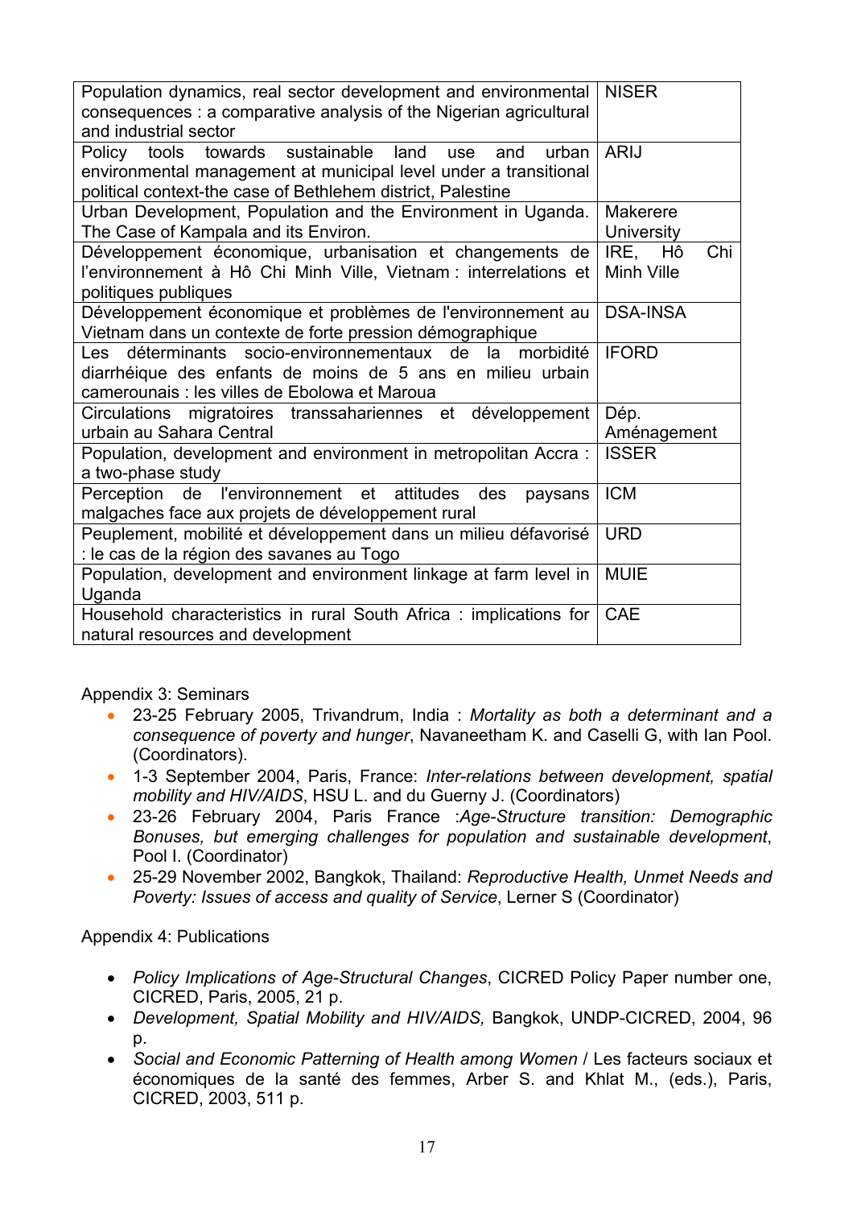| | |
|---|---|
| Population dynamics, real sector development and environmental consequences : a comparative analysis of the Nigerian agricultural and industrial sector | NISER |
| Policy tools towards sustainable land use and urban environmental management at municipal level under a transitional political context-the case of Bethlehem district, Palestine | ARIJ |
| Urban Development, Population and the Environment in Uganda. The Case of Kampala and its Environ. | Makerere University |
| Développement économique, urbanisation et changements de l'environnement à Hô Chi Minh Ville, Vietnam : interrelations et politiques publiques | IRE, Hô Chi Minh Ville |
| Développement économique et problèmes de l'environnement au Vietnam dans un contexte de forte pression démographique | DSA-INSA |
| Les déterminants socio-environnementaux de la morbidité diarrhéique des enfants de moins de 5 ans en milieu urbain camerounais : les villes de Ebolowa et Maroua | IFORD |
| Circulations migratoires transsahariennes et développement urbain au Sahara Central | Dép. Aménagement |
| Population, development and environment in metropolitan Accra : a two-phase study | ISSER |
| Perception de l'environnement et attitudes des paysans malgaches face aux projets de développement rural | ICM |
| Peuplement, mobilité et développement dans un milieu défavorisé : le cas de la région des savanes au Togo | URD |
| Population, development and environment linkage at farm level in Uganda | MUIE |
| Household characteristics in rural South Africa : implications for natural resources and development | CAE |

Appendix 3: Seminars

- 23-25 February 2005, Trivandrum, India : *Mortality as both a determinant and a consequence of poverty and hunger*, Navaneetham K. and Caselli G, with Ian Pool. (Coordinators).
- 1-3 September 2004, Paris, France: *Inter-relations between development, spatial mobility and HIV/AIDS*, HSU L. and du Guerny J. (Coordinators)
- 23-26 February 2004, Paris France :*Age-Structure transition: Demographic Bonuses, but emerging challenges for population and sustainable development*, Pool I. (Coordinator)
- 25-29 November 2002, Bangkok, Thailand: *Reproductive Health, Unmet Needs and Poverty: Issues of access and quality of Service*, Lerner S (Coordinator)

Appendix 4: Publications

- *Policy Implications of Age-Structural Changes*, CICRED Policy Paper number one, CICRED, Paris, 2005, 21 p.
- *Development, Spatial Mobility and HIV/AIDS,* Bangkok, UNDP-CICRED, 2004, 96 p.
- *Social and Economic Patterning of Health among Women* / Les facteurs sociaux et économiques de la santé des femmes, Arber S. and Khlat M., (eds.), Paris, CICRED, 2003, 511 p.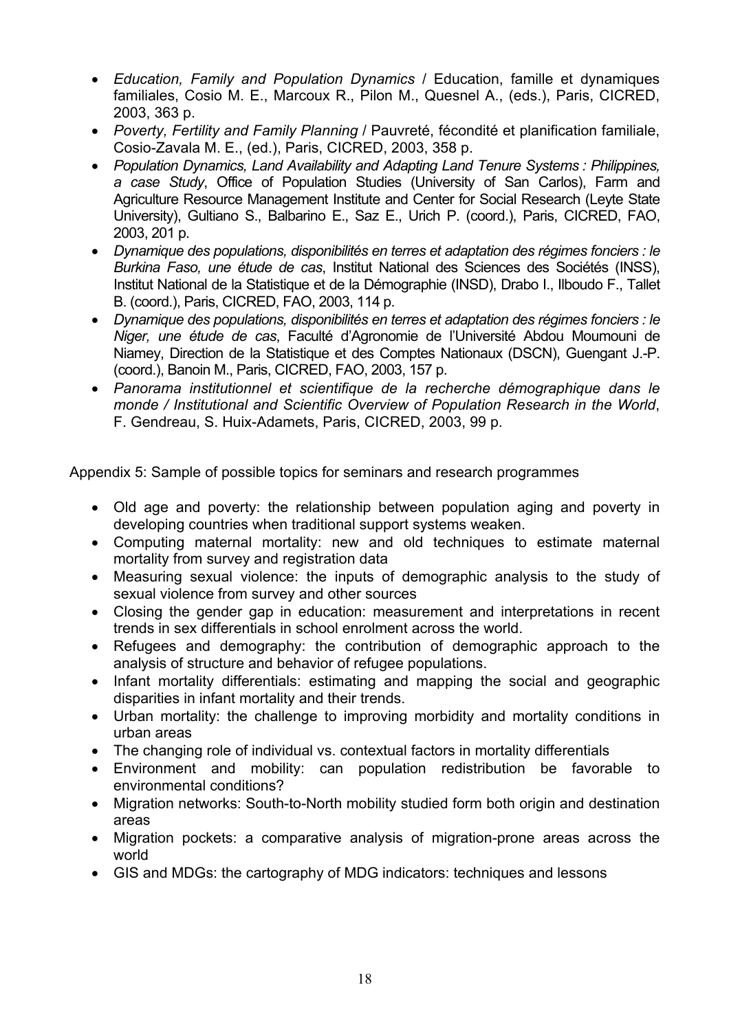- *Education, Family and Population Dynamics* / Education, famille et dynamiques familiales, Cosio M. E., Marcoux R., Pilon M., Quesnel A., (eds.), Paris, CICRED, 2003, 363 p.
- *Poverty, Fertility and Family Planning* / Pauvreté, fécondité et planification familiale, Cosio-Zavala M. E., (ed.), Paris, CICRED, 2003, 358 p.
- *Population Dynamics, Land Availability and Adapting Land Tenure Systems : Philippines, a case Study*, Office of Population Studies (University of San Carlos), Farm and Agriculture Resource Management Institute and Center for Social Research (Leyte State University), Gultiano S., Balbarino E., Saz E., Urich P. (coord.), Paris, CICRED, FAO, 2003, 201 p.
- *Dynamique des populations, disponibilités en terres et adaptation des régimes fonciers : le Burkina Faso, une étude de cas*, Institut National des Sciences des Sociétés (INSS), Institut National de la Statistique et de la Démographie (INSD), Drabo I., Ilboudo F., Tallet B. (coord.), Paris, CICRED, FAO, 2003, 114 p.
- *Dynamique des populations, disponibilités en terres et adaptation des régimes fonciers : le Niger, une étude de cas*, Faculté d'Agronomie de l'Université Abdou Moumouni de Niamey, Direction de la Statistique et des Comptes Nationaux (DSCN), Guengant J.-P. (coord.), Banoin M., Paris, CICRED, FAO, 2003, 157 p.
- *Panorama institutionnel et scientifique de la recherche démographique dans le monde / Institutional and Scientific Overview of Population Research in the World*, F. Gendreau, S. Huix-Adamets, Paris, CICRED, 2003, 99 p.

Appendix 5: Sample of possible topics for seminars and research programmes

- Old age and poverty: the relationship between population aging and poverty in developing countries when traditional support systems weaken.
- Computing maternal mortality: new and old techniques to estimate maternal mortality from survey and registration data
- Measuring sexual violence: the inputs of demographic analysis to the study of sexual violence from survey and other sources
- Closing the gender gap in education: measurement and interpretations in recent trends in sex differentials in school enrolment across the world.
- Refugees and demography: the contribution of demographic approach to the analysis of structure and behavior of refugee populations.
- Infant mortality differentials: estimating and mapping the social and geographic disparities in infant mortality and their trends.
- Urban mortality: the challenge to improving morbidity and mortality conditions in urban areas
- The changing role of individual vs. contextual factors in mortality differentials
- Environment and mobility: can population redistribution be favorable to environmental conditions?
- Migration networks: South-to-North mobility studied form both origin and destination areas
- Migration pockets: a comparative analysis of migration-prone areas across the world
- GIS and MDGs: the cartography of MDG indicators: techniques and lessons